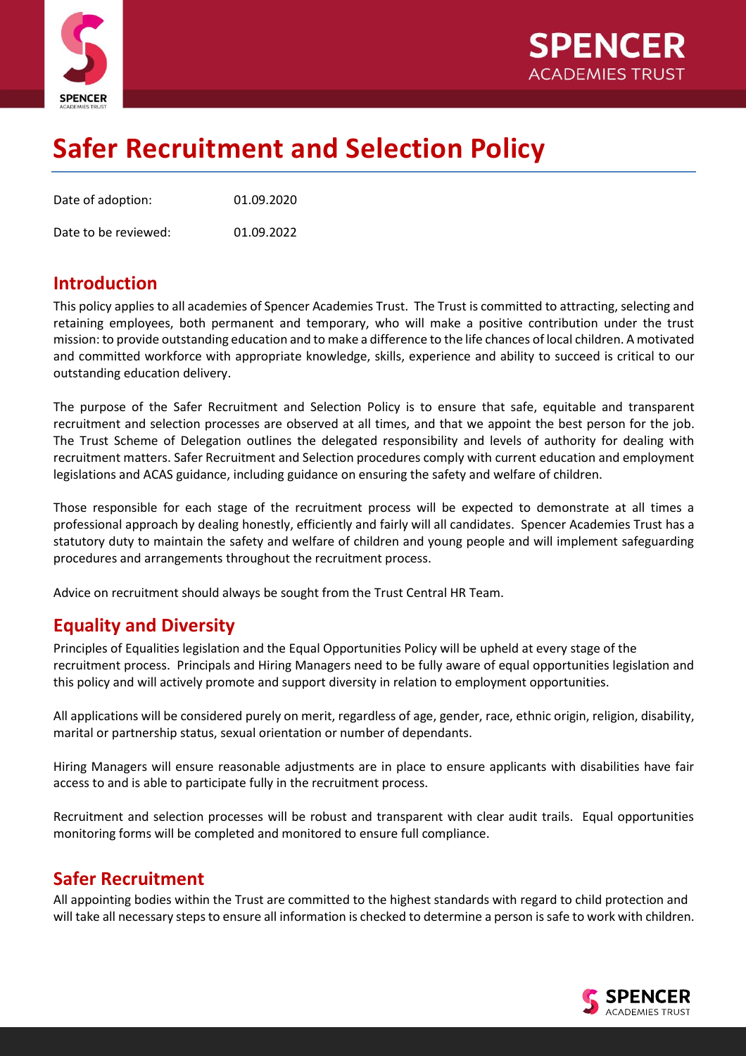# Safer Recruitment and Selection Policy

Date of adoption: 01.09.2020

Date to be reviewed: 01.09.2022

## Introduction

This policy applies to all academies of Spencer Academies Trust. The Trust is committed to attracting, selecting and retaining employees, both permanent and temporary, who will make a positive contribution under the trust mission: to provide outstanding education and to make a difference to the life chances of local children. A motivated and committed workforce with appropriate knowledge, skills, experience and ability to succeed is critical to our outstanding education delivery.

The purpose of the Safer Recruitment and Selection Policy is to ensure that safe, equitable and transparent recruitment and selection processes are observed at all times, and that we appoint the best person for the job. The Trust Scheme of Delegation outlines the delegated responsibility and levels of authority for dealing with recruitment matters. Safer Recruitment and Selection procedures comply with current education and employment legislations and ACAS guidance, including guidance on ensuring the safety and welfare of children.

Those responsible for each stage of the recruitment process will be expected to demonstrate at all times a professional approach by dealing honestly, efficiently and fairly will all candidates. Spencer Academies Trust has a statutory duty to maintain the safety and welfare of children and young people and will implement safeguarding procedures and arrangements throughout the recruitment process.

Advice on recruitment should always be sought from the Trust Central HR Team.

## Equality and Diversity

Principles of Equalities legislation and the Equal Opportunities Policy will be upheld at every stage of the recruitment process. Principals and Hiring Managers need to be fully aware of equal opportunities legislation and this policy and will actively promote and support diversity in relation to employment opportunities.

All applications will be considered purely on merit, regardless of age, gender, race, ethnic origin, religion, disability, marital or partnership status, sexual orientation or number of dependants.

Hiring Managers will ensure reasonable adjustments are in place to ensure applicants with disabilities have fair access to and is able to participate fully in the recruitment process.

Recruitment and selection processes will be robust and transparent with clear audit trails. Equal opportunities monitoring forms will be completed and monitored to ensure full compliance.

## Safer Recruitment

All appointing bodies within the Trust are committed to the highest standards with regard to child protection and will take all necessary steps to ensure all information is checked to determine a person is safe to work with children.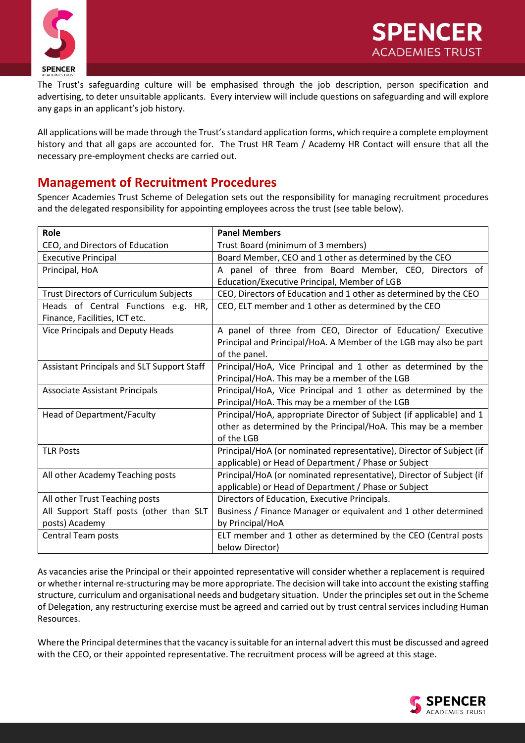The Trust's safeguarding culture will be emphasised through the job description, person specification and advertising, to deter unsuitable applicants. Every interview will include questions on safeguarding and will explore any gaps in an applicant's job history.

All applications will be made through the Trust's standard application forms, which require a complete employment history and that all gaps are accounted for. The Trust HR Team / Academy HR Contact will ensure that all the necessary pre-employment checks are carried out.

## Management of Recruitment Procedures

Spencer Academies Trust Scheme of Delegation sets out the responsibility for managing recruitment procedures and the delegated responsibility for appointing employees across the trust (see table below).

| Role | Panel Members |
|---|---|
| CEO, and Directors of Education | Trust Board (minimum of 3 members) |
| Executive Principal | Board Member, CEO and 1 other as determined by the CEO |
| Principal, HoA | A panel of three from Board Member, CEO, Directors of Education/Executive Principal, Member of LGB |
| Trust Directors of Curriculum Subjects | CEO, Directors of Education and 1 other as determined by the CEO |
| Heads of Central Functions e.g. HR, Finance, Facilities, ICT etc. | CEO, ELT member and 1 other as determined by the CEO |
| Vice Principals and Deputy Heads | A panel of three from CEO, Director of Education/ Executive Principal and Principal/HoA. A Member of the LGB may also be part of the panel. |
| Assistant Principals and SLT Support Staff | Principal/HoA, Vice Principal and 1 other as determined by the Principal/HoA. This may be a member of the LGB |
| Associate Assistant Principals | Principal/HoA, Vice Principal and 1 other as determined by the Principal/HoA. This may be a member of the LGB |
| Head of Department/Faculty | Principal/HoA, appropriate Director of Subject (if applicable) and 1 other as determined by the Principal/HoA. This may be a member of the LGB |
| TLR Posts | Principal/HoA (or nominated representative), Director of Subject (if applicable) or Head of Department / Phase or Subject |
| All other Academy Teaching posts | Principal/HoA (or nominated representative), Director of Subject (if applicable) or Head of Department / Phase or Subject |
| All other Trust Teaching posts | Directors of Education, Executive Principals. |
| All Support Staff posts (other than SLT posts) Academy | Business / Finance Manager or equivalent and 1 other determined by Principal/HoA |
| Central Team posts | ELT member and 1 other as determined by the CEO (Central posts below Director) |

As vacancies arise the Principal or their appointed representative will consider whether a replacement is required or whether internal re-structuring may be more appropriate. The decision will take into account the existing staffing structure, curriculum and organisational needs and budgetary situation. Under the principles set out in the Scheme of Delegation, any restructuring exercise must be agreed and carried out by trust central services including Human Resources.

Where the Principal determines that the vacancy is suitable for an internal advert this must be discussed and agreed with the CEO, or their appointed representative. The recruitment process will be agreed at this stage.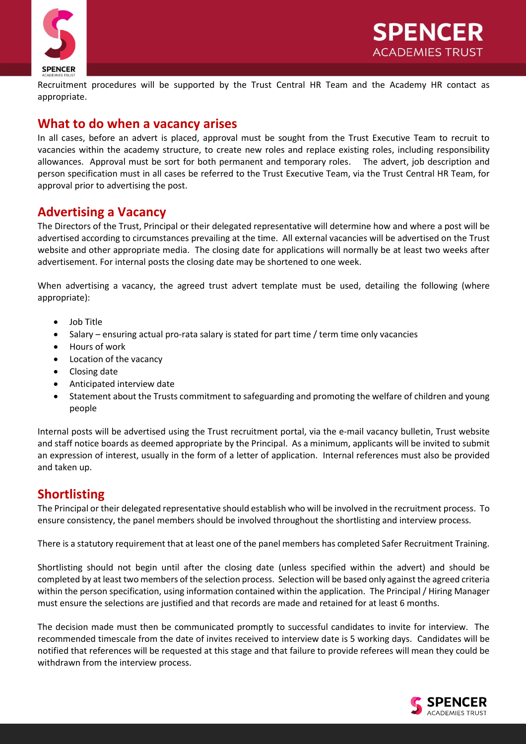Recruitment procedures will be supported by the Trust Central HR Team and the Academy HR contact as appropriate.

## What to do when a vacancy arises

In all cases, before an advert is placed, approval must be sought from the Trust Executive Team to recruit to vacancies within the academy structure, to create new roles and replace existing roles, including responsibility allowances. Approval must be sort for both permanent and temporary roles. The advert, job description and person specification must in all cases be referred to the Trust Executive Team, via the Trust Central HR Team, for approval prior to advertising the post.

## Advertising a Vacancy

The Directors of the Trust, Principal or their delegated representative will determine how and where a post will be advertised according to circumstances prevailing at the time. All external vacancies will be advertised on the Trust website and other appropriate media. The closing date for applications will normally be at least two weeks after advertisement. For internal posts the closing date may be shortened to one week.

When advertising a vacancy, the agreed trust advert template must be used, detailing the following (where appropriate):

- Job Title
- Salary – ensuring actual pro-rata salary is stated for part time / term time only vacancies
- Hours of work
- Location of the vacancy
- Closing date
- Anticipated interview date
- Statement about the Trusts commitment to safeguarding and promoting the welfare of children and young people

Internal posts will be advertised using the Trust recruitment portal, via the e-mail vacancy bulletin, Trust website and staff notice boards as deemed appropriate by the Principal. As a minimum, applicants will be invited to submit an expression of interest, usually in the form of a letter of application. Internal references must also be provided and taken up.

## Shortlisting

The Principal or their delegated representative should establish who will be involved in the recruitment process. To ensure consistency, the panel members should be involved throughout the shortlisting and interview process.

There is a statutory requirement that at least one of the panel members has completed Safer Recruitment Training.

Shortlisting should not begin until after the closing date (unless specified within the advert) and should be completed by at least two members of the selection process. Selection will be based only against the agreed criteria within the person specification, using information contained within the application. The Principal / Hiring Manager must ensure the selections are justified and that records are made and retained for at least 6 months.

The decision made must then be communicated promptly to successful candidates to invite for interview. The recommended timescale from the date of invites received to interview date is 5 working days. Candidates will be notified that references will be requested at this stage and that failure to provide referees will mean they could be withdrawn from the interview process.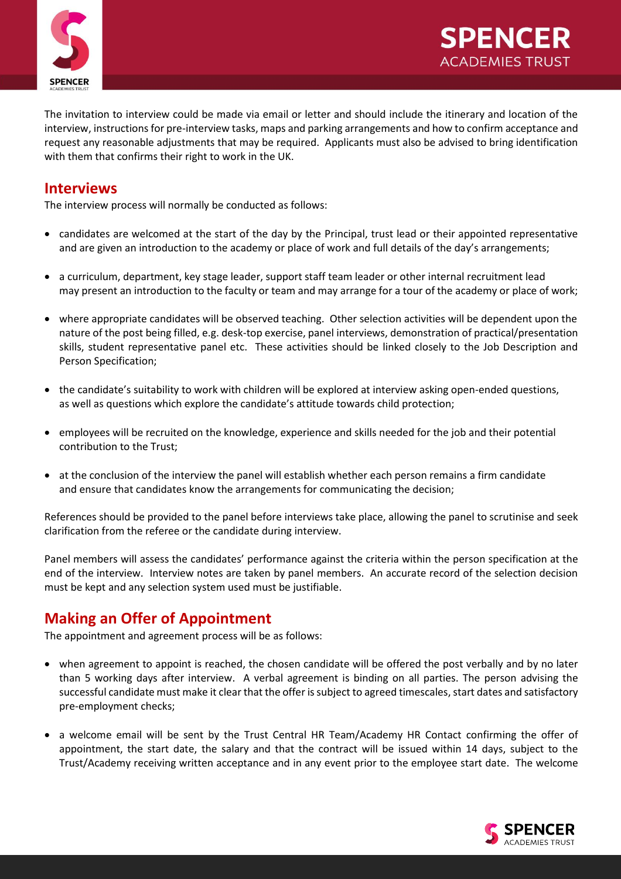The invitation to interview could be made via email or letter and should include the itinerary and location of the interview, instructions for pre-interview tasks, maps and parking arrangements and how to confirm acceptance and request any reasonable adjustments that may be required. Applicants must also be advised to bring identification with them that confirms their right to work in the UK.

## Interviews

The interview process will normally be conducted as follows:

- candidates are welcomed at the start of the day by the Principal, trust lead or their appointed representative and are given an introduction to the academy or place of work and full details of the day's arrangements;
- a curriculum, department, key stage leader, support staff team leader or other internal recruitment lead may present an introduction to the faculty or team and may arrange for a tour of the academy or place of work;
- where appropriate candidates will be observed teaching. Other selection activities will be dependent upon the nature of the post being filled, e.g. desk-top exercise, panel interviews, demonstration of practical/presentation skills, student representative panel etc. These activities should be linked closely to the Job Description and Person Specification;
- the candidate's suitability to work with children will be explored at interview asking open-ended questions, as well as questions which explore the candidate's attitude towards child protection;
- employees will be recruited on the knowledge, experience and skills needed for the job and their potential contribution to the Trust;
- at the conclusion of the interview the panel will establish whether each person remains a firm candidate and ensure that candidates know the arrangements for communicating the decision;

References should be provided to the panel before interviews take place, allowing the panel to scrutinise and seek clarification from the referee or the candidate during interview.

Panel members will assess the candidates' performance against the criteria within the person specification at the end of the interview. Interview notes are taken by panel members. An accurate record of the selection decision must be kept and any selection system used must be justifiable.

## Making an Offer of Appointment

The appointment and agreement process will be as follows:

- when agreement to appoint is reached, the chosen candidate will be offered the post verbally and by no later than 5 working days after interview. A verbal agreement is binding on all parties. The person advising the successful candidate must make it clear that the offer is subject to agreed timescales, start dates and satisfactory pre-employment checks;
- a welcome email will be sent by the Trust Central HR Team/Academy HR Contact confirming the offer of appointment, the start date, the salary and that the contract will be issued within 14 days, subject to the Trust/Academy receiving written acceptance and in any event prior to the employee start date. The welcome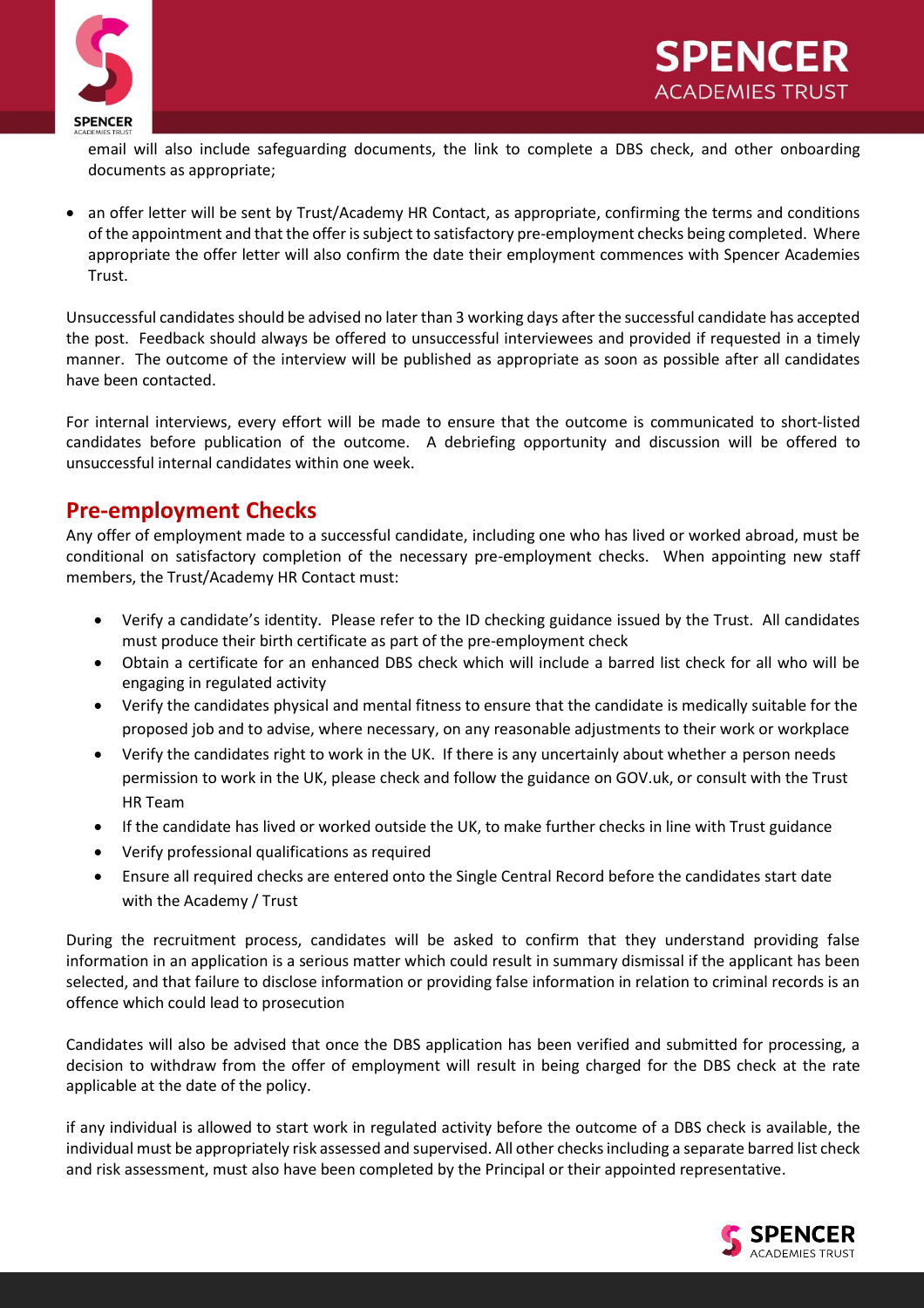email will also include safeguarding documents, the link to complete a DBS check, and other onboarding documents as appropriate;

- an offer letter will be sent by Trust/Academy HR Contact, as appropriate, confirming the terms and conditions of the appointment and that the offer is subject to satisfactory pre-employment checks being completed. Where appropriate the offer letter will also confirm the date their employment commences with Spencer Academies Trust.

Unsuccessful candidates should be advised no later than 3 working days after the successful candidate has accepted the post. Feedback should always be offered to unsuccessful interviewees and provided if requested in a timely manner. The outcome of the interview will be published as appropriate as soon as possible after all candidates have been contacted.

For internal interviews, every effort will be made to ensure that the outcome is communicated to short-listed candidates before publication of the outcome. A debriefing opportunity and discussion will be offered to unsuccessful internal candidates within one week.

## Pre-employment Checks

Any offer of employment made to a successful candidate, including one who has lived or worked abroad, must be conditional on satisfactory completion of the necessary pre-employment checks. When appointing new staff members, the Trust/Academy HR Contact must:

- Verify a candidate's identity. Please refer to the ID checking guidance issued by the Trust. All candidates must produce their birth certificate as part of the pre-employment check
- Obtain a certificate for an enhanced DBS check which will include a barred list check for all who will be engaging in regulated activity
- Verify the candidates physical and mental fitness to ensure that the candidate is medically suitable for the proposed job and to advise, where necessary, on any reasonable adjustments to their work or workplace
- Verify the candidates right to work in the UK. If there is any uncertainly about whether a person needs permission to work in the UK, please check and follow the guidance on GOV.uk, or consult with the Trust HR Team
- If the candidate has lived or worked outside the UK, to make further checks in line with Trust guidance
- Verify professional qualifications as required
- Ensure all required checks are entered onto the Single Central Record before the candidates start date with the Academy / Trust

During the recruitment process, candidates will be asked to confirm that they understand providing false information in an application is a serious matter which could result in summary dismissal if the applicant has been selected, and that failure to disclose information or providing false information in relation to criminal records is an offence which could lead to prosecution

Candidates will also be advised that once the DBS application has been verified and submitted for processing, a decision to withdraw from the offer of employment will result in being charged for the DBS check at the rate applicable at the date of the policy.

if any individual is allowed to start work in regulated activity before the outcome of a DBS check is available, the individual must be appropriately risk assessed and supervised. All other checks including a separate barred list check and risk assessment, must also have been completed by the Principal or their appointed representative.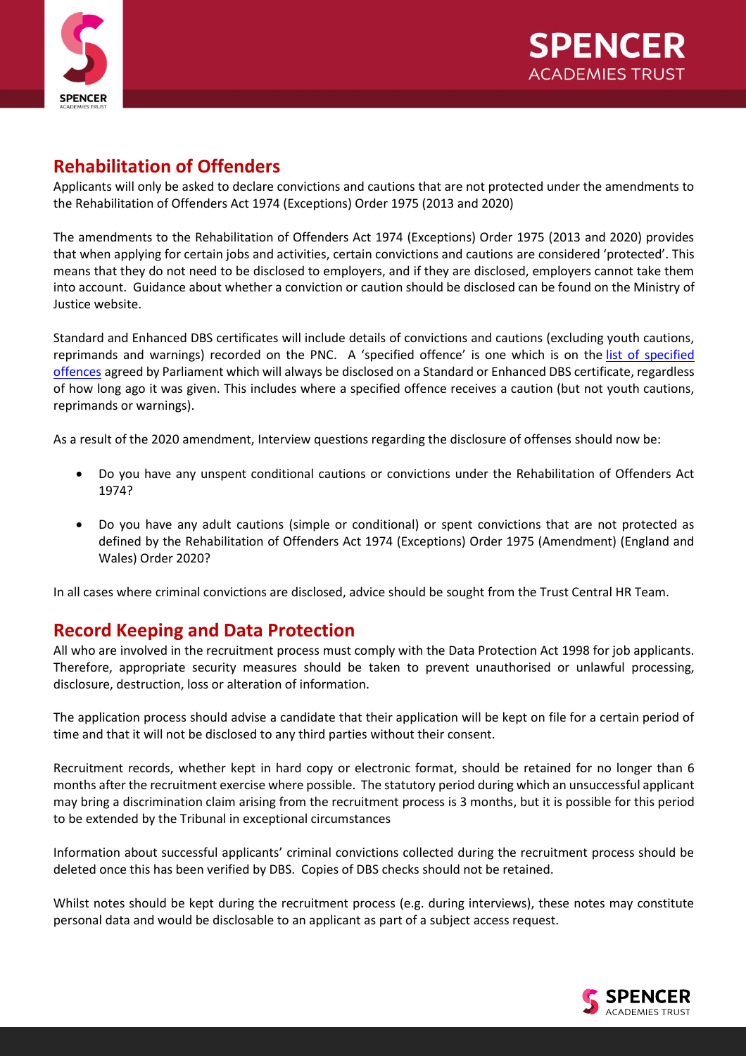## Rehabilitation of Offenders

Applicants will only be asked to declare convictions and cautions that are not protected under the amendments to the Rehabilitation of Offenders Act 1974 (Exceptions) Order 1975 (2013 and 2020)

The amendments to the Rehabilitation of Offenders Act 1974 (Exceptions) Order 1975 (2013 and 2020) provides that when applying for certain jobs and activities, certain convictions and cautions are considered 'protected'. This means that they do not need to be disclosed to employers, and if they are disclosed, employers cannot take them into account. Guidance about whether a conviction or caution should be disclosed can be found on the Ministry of Justice website.

Standard and Enhanced DBS certificates will include details of convictions and cautions (excluding youth cautions, reprimands and warnings) recorded on the PNC. A 'specified offence' is one which is on the list of specified offences agreed by Parliament which will always be disclosed on a Standard or Enhanced DBS certificate, regardless of how long ago it was given. This includes where a specified offence receives a caution (but not youth cautions, reprimands or warnings).

As a result of the 2020 amendment, Interview questions regarding the disclosure of offenses should now be:

- Do you have any unspent conditional cautions or convictions under the Rehabilitation of Offenders Act 1974?
- Do you have any adult cautions (simple or conditional) or spent convictions that are not protected as defined by the Rehabilitation of Offenders Act 1974 (Exceptions) Order 1975 (Amendment) (England and Wales) Order 2020?

In all cases where criminal convictions are disclosed, advice should be sought from the Trust Central HR Team.

## Record Keeping and Data Protection

All who are involved in the recruitment process must comply with the Data Protection Act 1998 for job applicants. Therefore, appropriate security measures should be taken to prevent unauthorised or unlawful processing, disclosure, destruction, loss or alteration of information.

The application process should advise a candidate that their application will be kept on file for a certain period of time and that it will not be disclosed to any third parties without their consent.

Recruitment records, whether kept in hard copy or electronic format, should be retained for no longer than 6 months after the recruitment exercise where possible. The statutory period during which an unsuccessful applicant may bring a discrimination claim arising from the recruitment process is 3 months, but it is possible for this period to be extended by the Tribunal in exceptional circumstances

Information about successful applicants' criminal convictions collected during the recruitment process should be deleted once this has been verified by DBS. Copies of DBS checks should not be retained.

Whilst notes should be kept during the recruitment process (e.g. during interviews), these notes may constitute personal data and would be disclosable to an applicant as part of a subject access request.